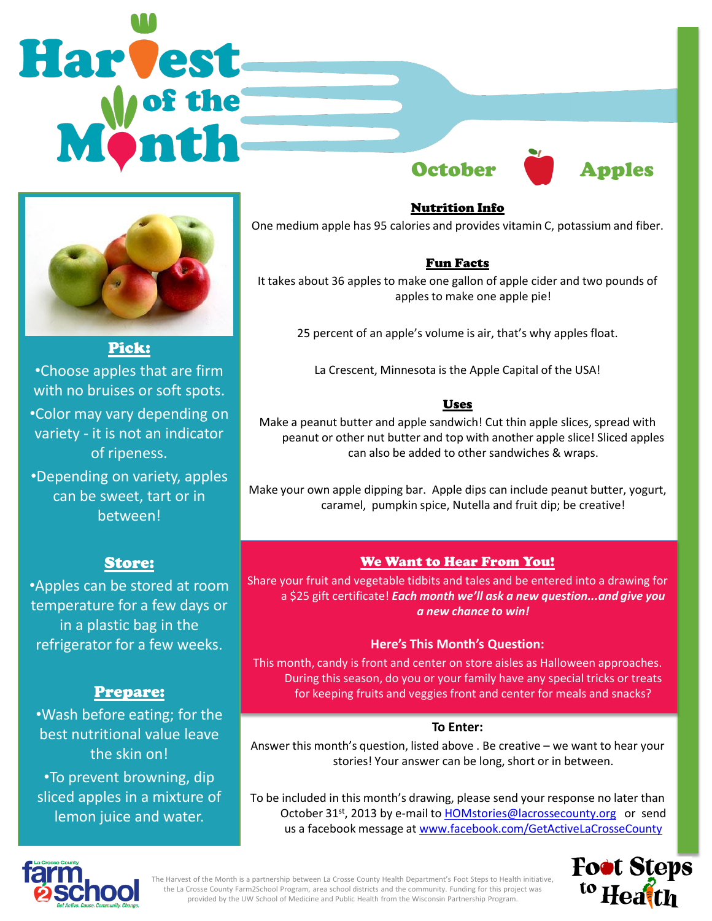# Harvest of the Month

## October — Apples

### Pick:

- Choose apples that are firm with no bruises or soft spots.
- Color may vary depending on variety - it is not an indicator of ripeness.
- Depending on variety, apples can be sweet, tart or in between!

### Store:

- Apples can be stored at room temperature for a few days or in a plastic bag in the refrigerator for a few weeks.

### Prepare:

- Wash before eating; for the best nutritional value leave the skin on!
- To prevent browning, dip sliced apples in a mixture of lemon juice and water.

### Nutrition Info

One medium apple has 95 calories and provides vitamin C, potassium and fiber.

### Fun Facts

It takes about 36 apples to make one gallon of apple cider and two pounds of apples to make one apple pie!

25 percent of an apple's volume is air, that's why apples float.

La Crescent, Minnesota is the Apple Capital of the USA!

### Uses

Make a peanut butter and apple sandwich! Cut thin apple slices, spread with peanut or other nut butter and top with another apple slice! Sliced apples can also be added to other sandwiches & wraps.

Make your own apple dipping bar. Apple dips can include peanut butter, yogurt, caramel, pumpkin spice, Nutella and fruit dip; be creative!

### We Want to Hear From You!

Share your fruit and vegetable tidbits and tales and be entered into a drawing for a $25 gift certificate! ***Each month we'll ask a new question...and give you a new chance to win!***

**Here's This Month's Question:**

This month, candy is front and center on store aisles as Halloween approaches. During this season, do you or your family have any special tricks or treats for keeping fruits and veggies front and center for meals and snacks?

**To Enter:**

Answer this month's question, listed above . Be creative – we want to hear your stories! Your answer can be long, short or in between.

To be included in this month's drawing, please send your response no later than October 31st, 2013 by e-mail to HOMstories@lacrossecounty.org or send us a facebook message at www.facebook.com/GetActiveLaCrosseCounty

La Crosse County farm2school — Get Active. Cause. Community. Change.

The Harvest of the Month is a partnership between La Crosse County Health Department's Foot Steps to Health initiative, the La Crosse County Farm2School Program, area school districts and the community. Funding for this project was provided by the UW School of Medicine and Public Health from the Wisconsin Partnership Program.

Foot Steps to Health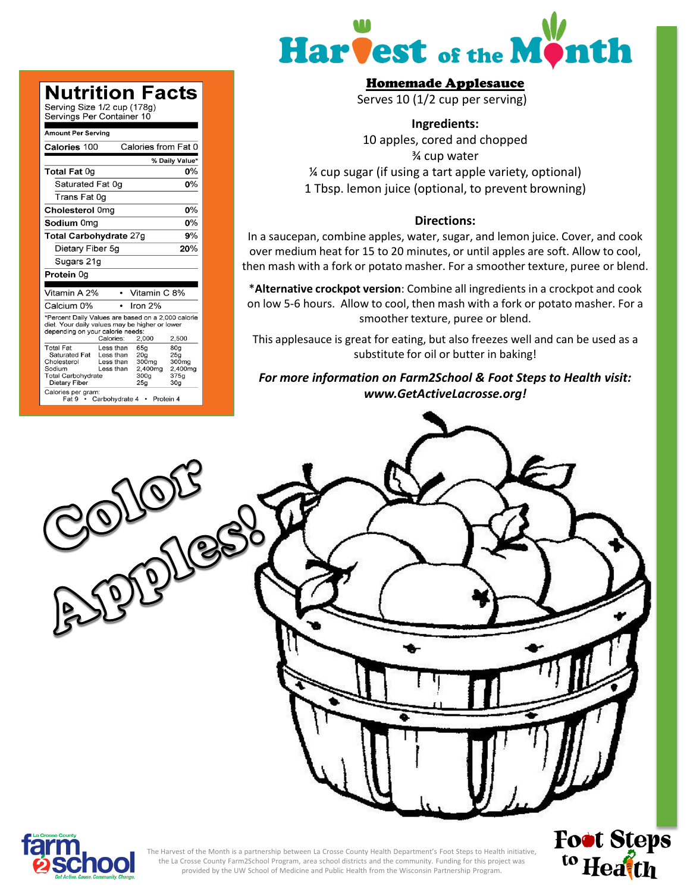# Harvest of the Month

## Homemade Applesauce

Serves 10 (1/2 cup per serving)

### Ingredients:

10 apples, cored and chopped
¾ cup water
¼ cup sugar (if using a tart apple variety, optional)
1 Tbsp. lemon juice (optional, to prevent browning)

### Directions:

In a saucepan, combine apples, water, sugar, and lemon juice. Cover, and cook over medium heat for 15 to 20 minutes, or until apples are soft. Allow to cool, then mash with a fork or potato masher. For a smoother texture, puree or blend.

*__Alternative crockpot version__: Combine all ingredients in a crockpot and cook on low 5-6 hours. Allow to cool, then mash with a fork or potato masher. For a smoother texture, puree or blend.

This applesauce is great for eating, but also freezes well and can be used as a substitute for oil or butter in baking!

***For more information on Farm2School & Foot Steps to Health visit: www.GetActiveLacrosse.org!***

## Nutrition Facts

Serving Size 1/2 cup (178g)
Servings Per Container 10

**Amount Per Serving**

| | |
|---|---|
| **Calories** 100 | Calories from Fat 0 |
| | **% Daily Value*** |
| **Total Fat** 0g | **0%** |
| Saturated Fat 0g | **0%** |
| Trans Fat 0g | |
| **Cholesterol** 0mg | **0%** |
| **Sodium** 0mg | **0%** |
| **Total Carbohydrate** 27g | **9%** |
| Dietary Fiber 5g | **20%** |
| Sugars 21g | |
| **Protein** 0g | |

| | |
|---|---|
| Vitamin A 2% | Vitamin C 8% |
| Calcium 0% | Iron 2% |

*Percent Daily Values are based on a 2,000 calorie diet. Your daily values may be higher or lower depending on your calorie needs:

| | | | |
|---|---|---|---|
| | Calories: | 2,000 | 2,500 |
| Total Fat | Less than | 65g | 80g |
| Saturated Fat | Less than | 20g | 25g |
| Cholesterol | Less than | 300mg | 300mg |
| Sodium | Less than | 2,400mg | 2,400mg |
| Total Carbohydrate | | 300g | 375g |
| Dietary Fiber | | 25g | 30g |

Calories per gram:
Fat 9 • Carbohydrate 4 • Protein 4

Color Apples!

The Harvest of the Month is a partnership between La Crosse County Health Department's Foot Steps to Health initiative, the La Crosse County Farm2School Program, area school districts and the community. Funding for this project was provided by the UW School of Medicine and Public Health from the Wisconsin Partnership Program.